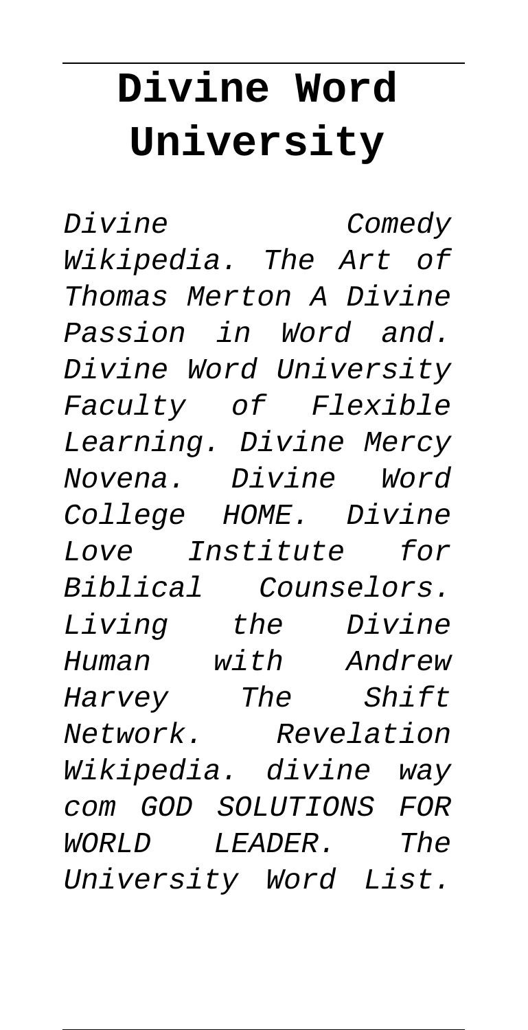# Divine Word University

*Divine Comedy Wikipedia. The Art of Thomas Merton A Divine Passion in Word and. Divine Word University Faculty of Flexible Learning. Divine Mercy Novena. Divine Word College HOME. Divine Love Institute for Biblical Counselors. Living the Divine Human with Andrew Harvey The Shift Network. Revelation Wikipedia. divine way com GOD SOLUTIONS FOR WORLD LEADER. The University Word List.*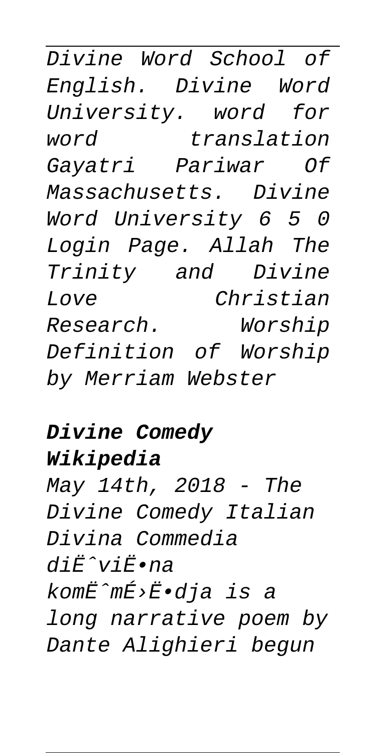Divine Word School of English. Divine Word University. word for word translation Gayatri Pariwar Of Massachusetts. Divine Word University 6 5 0 Login Page. Allah The Trinity and Divine Love Christian Research. Worship Definition of Worship by Merriam Webster

**Divine Comedy Wikipedia**

May 14th, 2018 - The Divine Comedy Italian Divina Commedia diËˆviË•na komËˆmÉ›Ë•dja is a long narrative poem by Dante Alighieri begun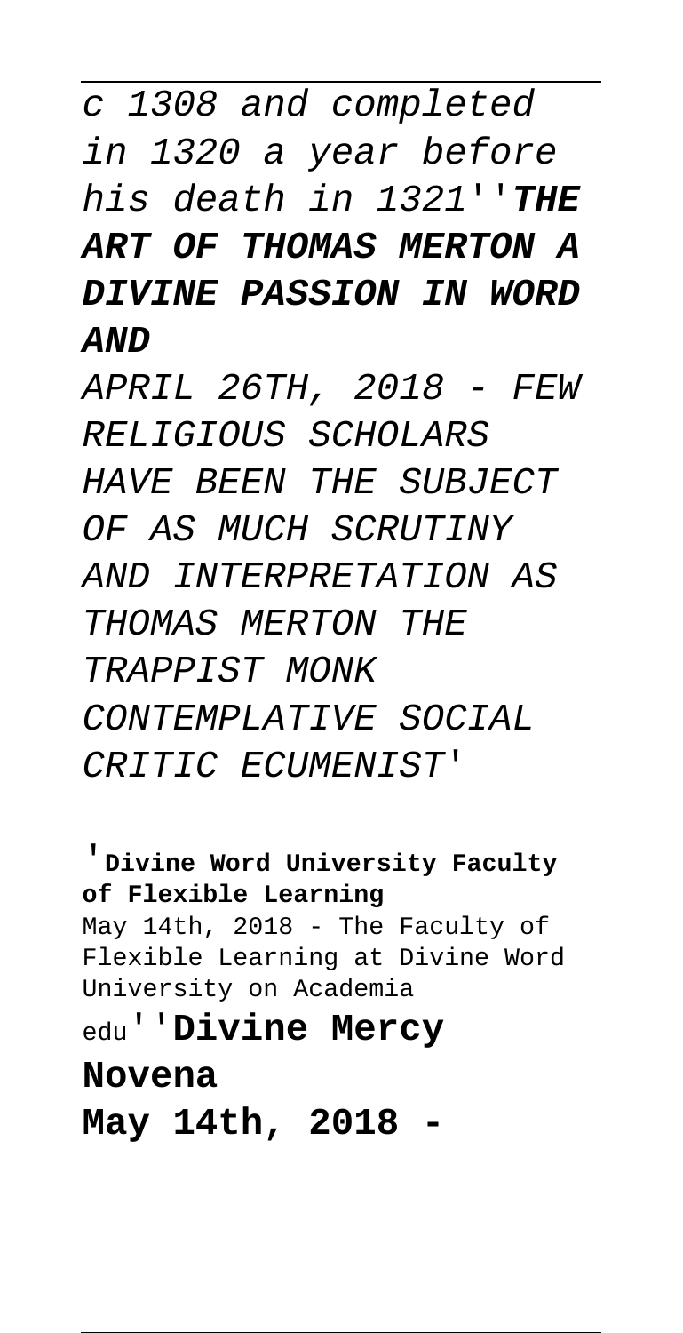c 1308 and completed in 1320 a year before his death in 1321''**THE ART OF THOMAS MERTON A DIVINE PASSION IN WORD AND**

APRIL 26TH, 2018 - FEW RELIGIOUS SCHOLARS HAVE BEEN THE SUBJECT OF AS MUCH SCRUTINY AND INTERPRETATION AS THOMAS MERTON THE TRAPPIST MONK CONTEMPLATIVE SOCIAL CRITIC ECUMENIST'

'**Divine Word University Faculty of Flexible Learning**
May 14th, 2018 - The Faculty of Flexible Learning at Divine Word University on Academia edu''**Divine Mercy Novena**
**May 14th, 2018 -**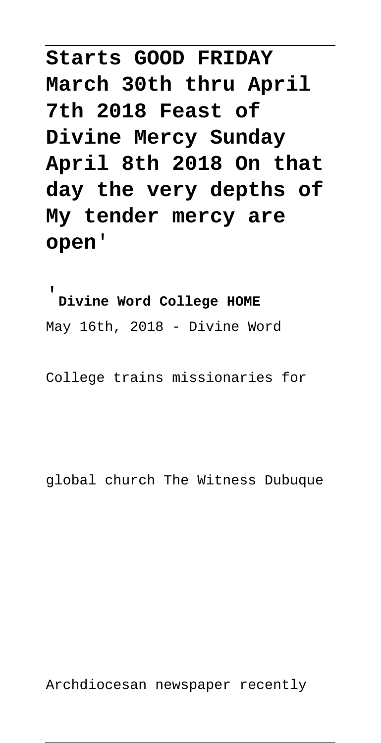**Starts GOOD FRIDAY March 30th thru April 7th 2018 Feast of Divine Mercy Sunday April 8th 2018 On that day the very depths of My tender mercy are open'**

'**Divine Word College HOME**

May 16th, 2018 - Divine Word College trains missionaries for global church The Witness Dubuque Archdiocesan newspaper recently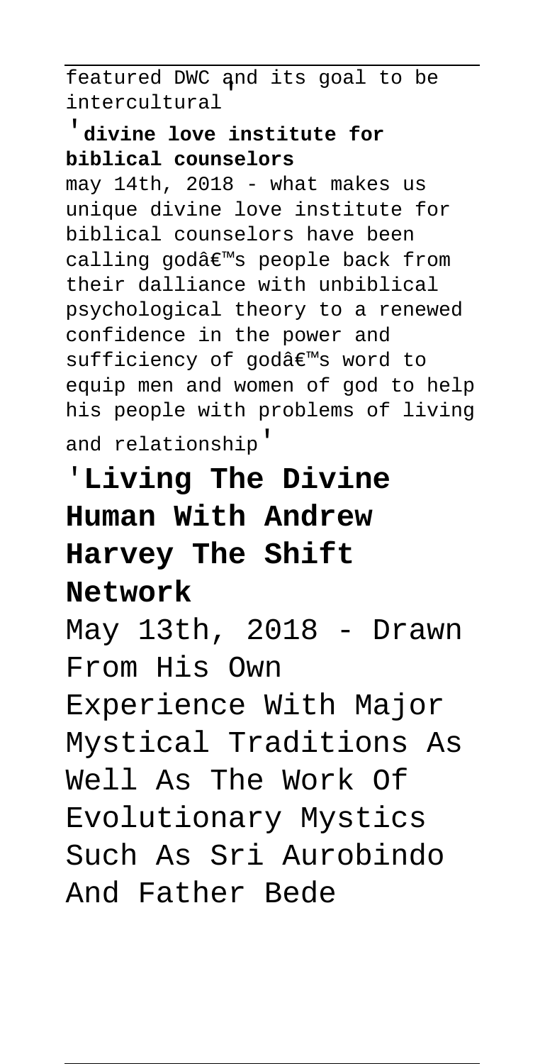featured DWC and its goal to be intercultural'

'**divine love institute for biblical counselors**

may 14th, 2018 - what makes us unique divine love institute for biblical counselors have been calling godâ€™s people back from their dalliance with unbiblical psychological theory to a renewed confidence in the power and sufficiency of godâ€™s word to equip men and women of god to help his people with problems of living and relationship'

'**Living The Divine Human With Andrew Harvey The Shift Network**

May 13th, 2018 - Drawn From His Own Experience With Major Mystical Traditions As Well As The Work Of Evolutionary Mystics Such As Sri Aurobindo And Father Bede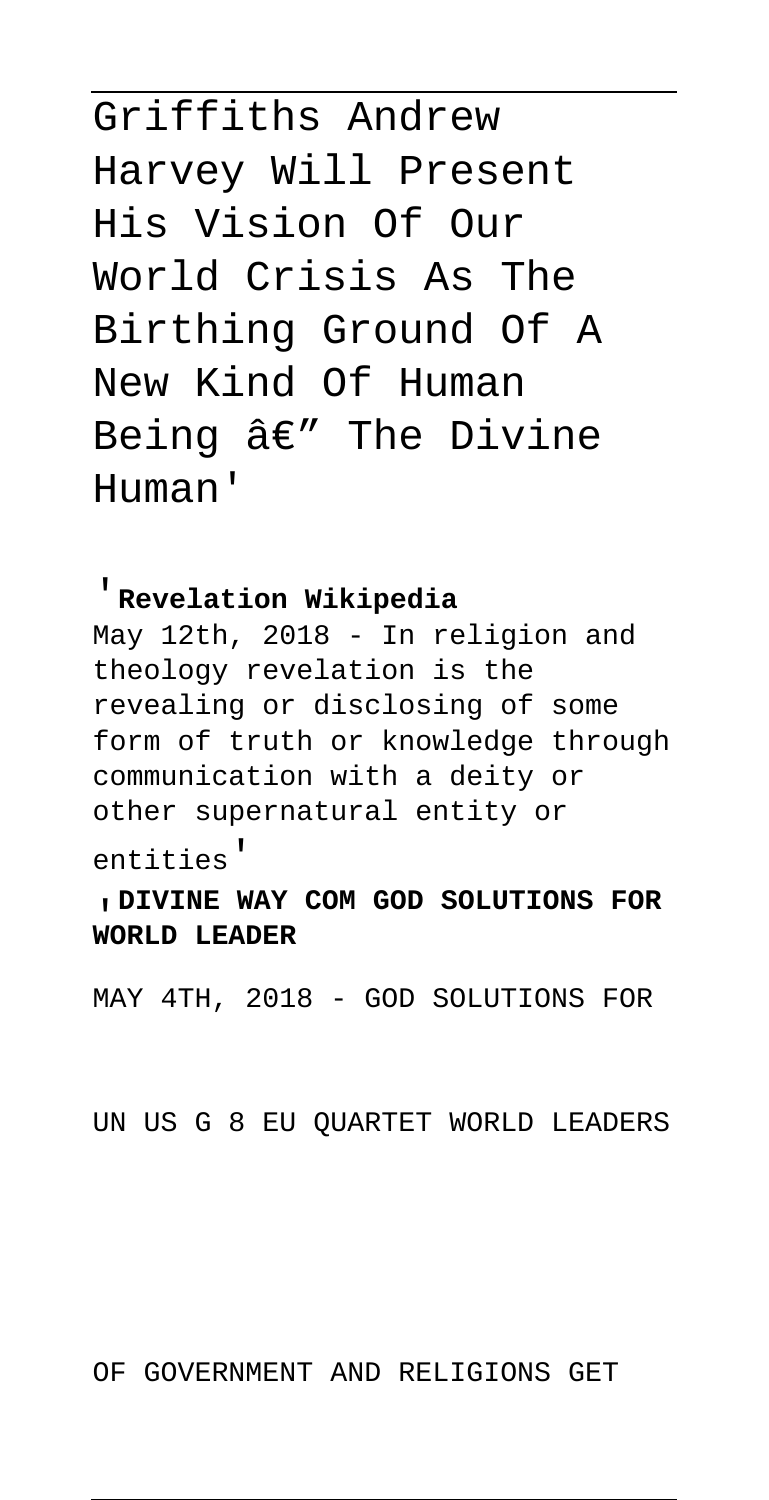Griffiths Andrew Harvey Will Present His Vision Of Our World Crisis As The Birthing Ground Of A New Kind Of Human Being â€" The Divine Human'

'**Revelation Wikipedia**

May 12th, 2018 - In religion and theology revelation is the revealing or disclosing of some form of truth or knowledge through communication with a deity or other supernatural entity or entities'

'**DIVINE WAY COM GOD SOLUTIONS FOR WORLD LEADER**

MAY 4TH, 2018 - GOD SOLUTIONS FOR UN US G 8 EU QUARTET WORLD LEADERS OF GOVERNMENT AND RELIGIONS GET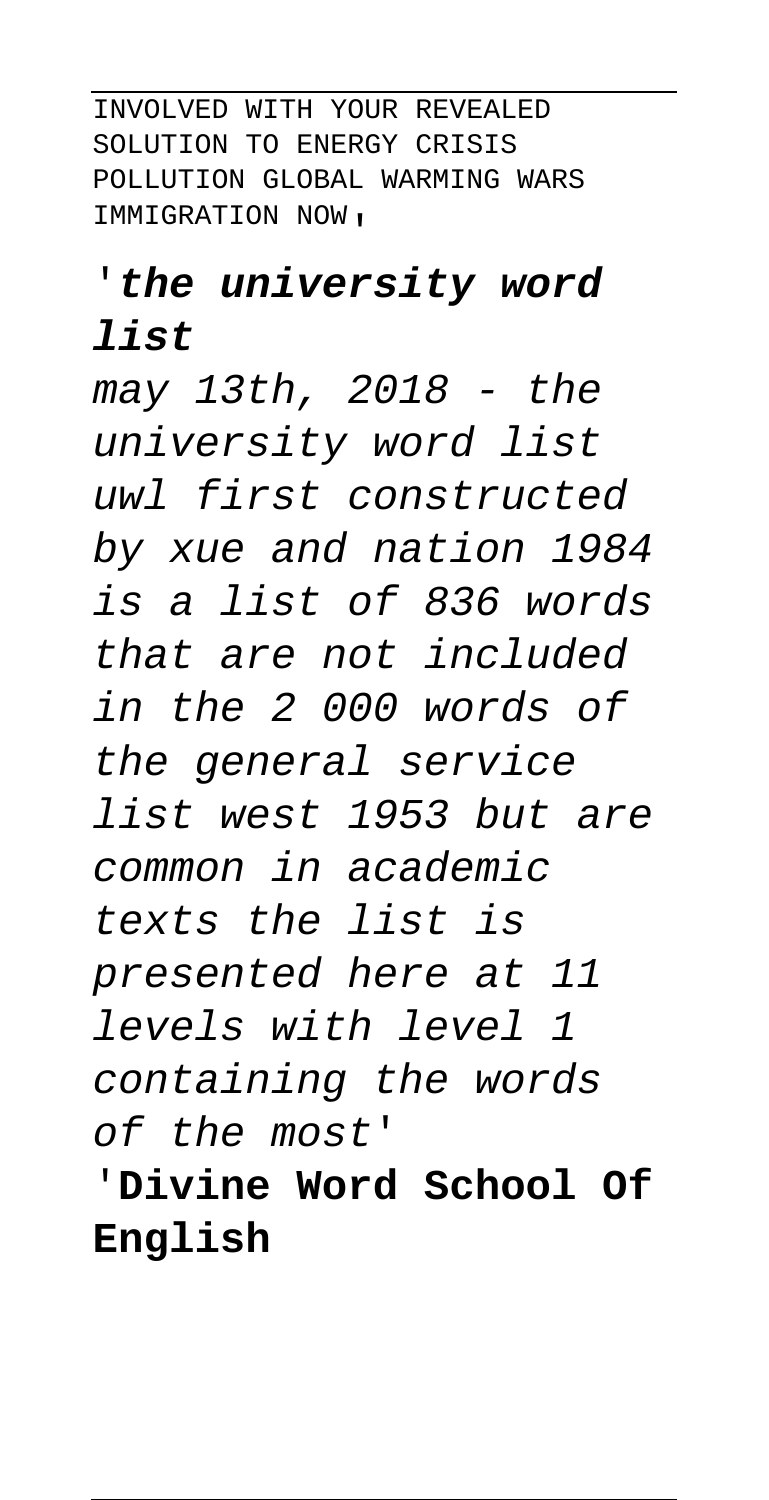INVOLVED WITH YOUR REVEALED SOLUTION TO ENERGY CRISIS POLLUTION GLOBAL WARMING WARS IMMIGRATION NOW'

'***the university word list***

*may 13th, 2018 - the university word list uwl first constructed by xue and nation 1984 is a list of 836 words that are not included in the 2 000 words of the general service list west 1953 but are common in academic texts the list is presented here at 11 levels with level 1 containing the words of the most*'

'**Divine Word School Of English**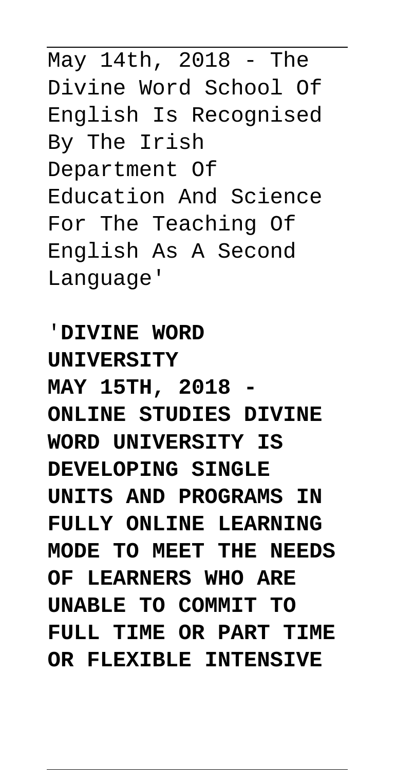May 14th, 2018 - The Divine Word School Of English Is Recognised By The Irish Department Of Education And Science For The Teaching Of English As A Second Language'

'**DIVINE WORD UNIVERSITY**

**MAY 15TH, 2018 - ONLINE STUDIES DIVINE WORD UNIVERSITY IS DEVELOPING SINGLE UNITS AND PROGRAMS IN FULLY ONLINE LEARNING MODE TO MEET THE NEEDS OF LEARNERS WHO ARE UNABLE TO COMMIT TO FULL TIME OR PART TIME OR FLEXIBLE INTENSIVE**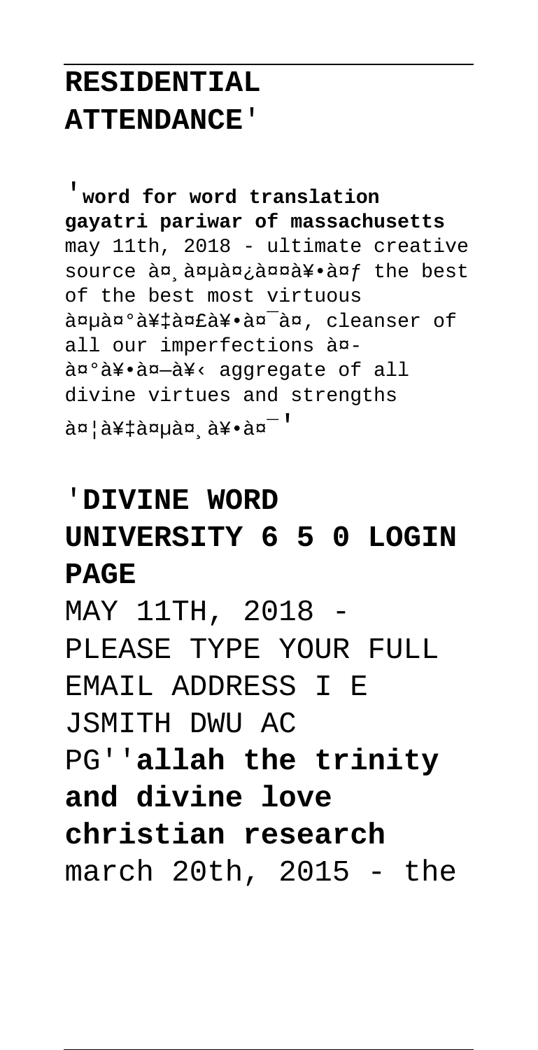## RESIDENTIAL ATTENDANCE'

'**word for word translation gayatri pariwar of massachusetts**
may 11th, 2018 - ultimate creative source à¤¸à¤µà¤¿à¤¤à¥•à¤ƒ the best of the best most virtuous à¤µà¤°à¥‡à¤£à¥•à¤¯à¤‚ cleanser of all our imperfections à¤­à¤°à¥•à¤—à¥‹ aggregate of all divine virtues and strengths à¤¦à¥‡à¤µà¤¸à¥•à¤¯'

'**DIVINE WORD UNIVERSITY 6 5 0 LOGIN PAGE**
MAY 11TH, 2018 - PLEASE TYPE YOUR FULL EMAIL ADDRESS I E JSMITH DWU AC PG''**allah the trinity and divine love christian research**
march 20th, 2015 - the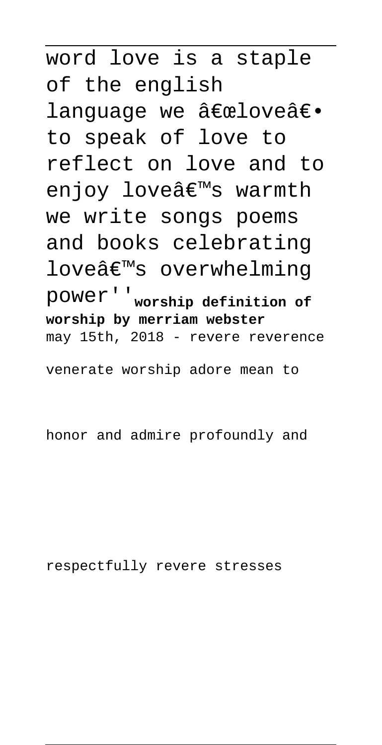word love is a staple of the english language we â€œloveâ€• to speak of love to reflect on love and to enjoy loveâ€™s warmth we write songs poems and books celebrating loveâ€™s overwhelming power''**worship definition of worship by merriam webster**
may 15th, 2018 - revere reverence venerate worship adore mean to honor and admire profoundly and respectfully revere stresses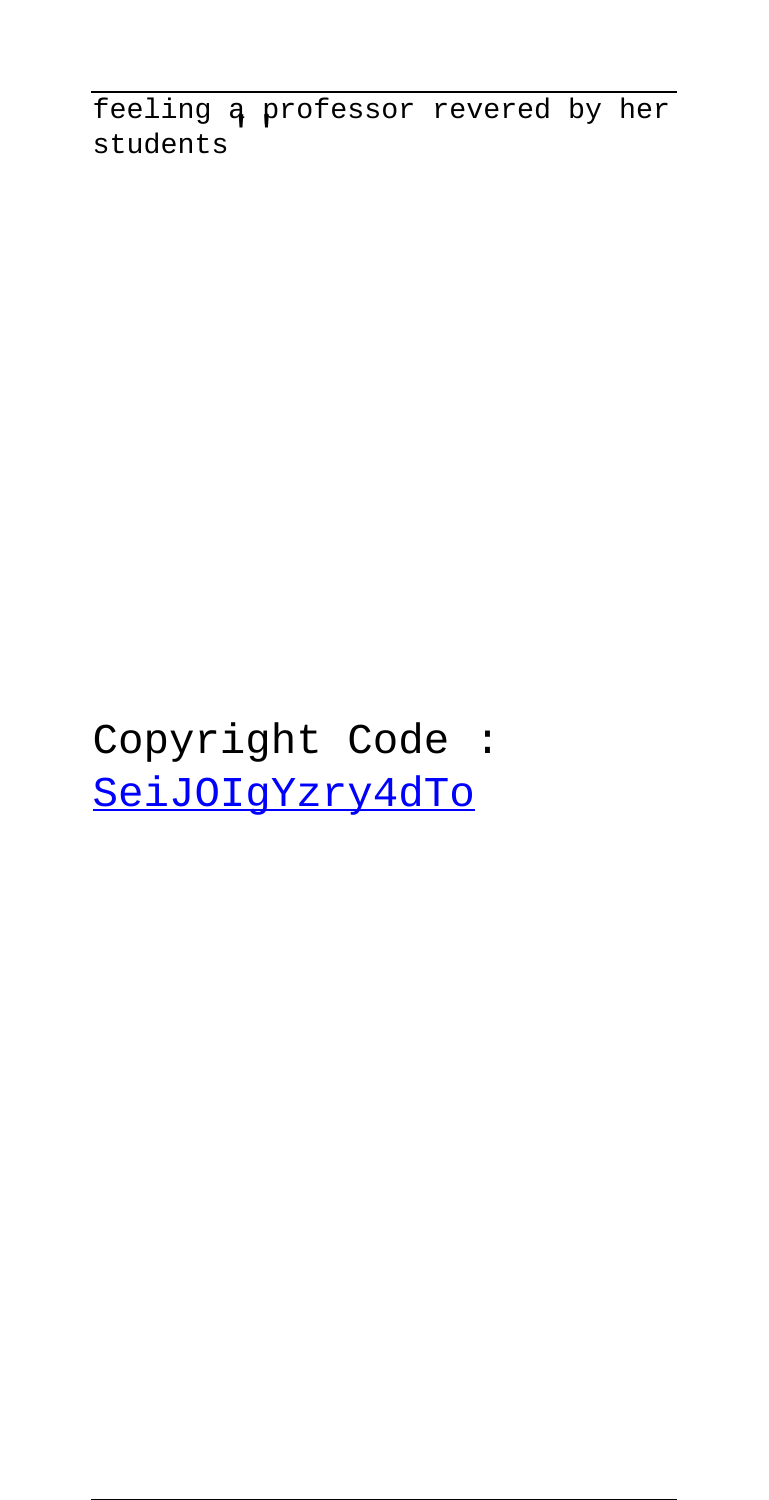feeling a professor revered by her students

Copyright Code : [SeiJOIgYzry4dTo]